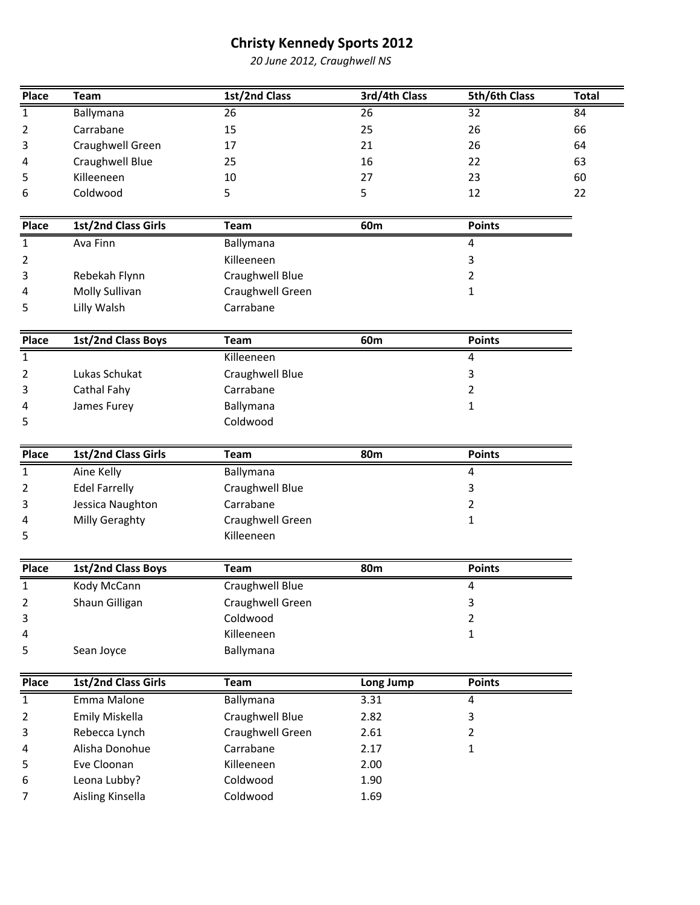# Christy Kennedy Sports 2012

*20 June 2012, Craughwell NS*

| Place | Team | 1st/2nd Class | 3rd/4th Class | 5th/6th Class | Total |
|---|---|---|---|---|---|
| 1 | Ballymana | 26 | 26 | 32 | 84 |
| 2 | Carrabane | 15 | 25 | 26 | 66 |
| 3 | Craughwell Green | 17 | 21 | 26 | 64 |
| 4 | Craughwell Blue | 25 | 16 | 22 | 63 |
| 5 | Killeeneen | 10 | 27 | 23 | 60 |
| 6 | Coldwood | 5 | 5 | 12 | 22 |

| Place | 1st/2nd Class Girls | Team | 60m | Points |
|---|---|---|---|---|
| 1 | Ava Finn | Ballymana | | 4 |
| 2 | | Killeeneen | | 3 |
| 3 | Rebekah Flynn | Craughwell Blue | | 2 |
| 4 | Molly Sullivan | Craughwell Green | | 1 |
| 5 | Lilly Walsh | Carrabane | | |

| Place | 1st/2nd Class Boys | Team | 60m | Points |
|---|---|---|---|---|
| 1 | | Killeeneen | | 4 |
| 2 | Lukas Schukat | Craughwell Blue | | 3 |
| 3 | Cathal Fahy | Carrabane | | 2 |
| 4 | James Furey | Ballymana | | 1 |
| 5 | | Coldwood | | |

| Place | 1st/2nd Class Girls | Team | 80m | Points |
|---|---|---|---|---|
| 1 | Aine Kelly | Ballymana | | 4 |
| 2 | Edel Farrelly | Craughwell Blue | | 3 |
| 3 | Jessica Naughton | Carrabane | | 2 |
| 4 | Milly Geraghty | Craughwell Green | | 1 |
| 5 | | Killeeneen | | |

| Place | 1st/2nd Class Boys | Team | 80m | Points |
|---|---|---|---|---|
| 1 | Kody McCann | Craughwell Blue | | 4 |
| 2 | Shaun Gilligan | Craughwell Green | | 3 |
| 3 | | Coldwood | | 2 |
| 4 | | Killeeneen | | 1 |
| 5 | Sean Joyce | Ballymana | | |

| Place | 1st/2nd Class Girls | Team | Long Jump | Points |
|---|---|---|---|---|
| 1 | Emma Malone | Ballymana | 3.31 | 4 |
| 2 | Emily Miskella | Craughwell Blue | 2.82 | 3 |
| 3 | Rebecca Lynch | Craughwell Green | 2.61 | 2 |
| 4 | Alisha Donohue | Carrabane | 2.17 | 1 |
| 5 | Eve Cloonan | Killeeneen | 2.00 | |
| 6 | Leona Lubby? | Coldwood | 1.90 | |
| 7 | Aisling Kinsella | Coldwood | 1.69 | |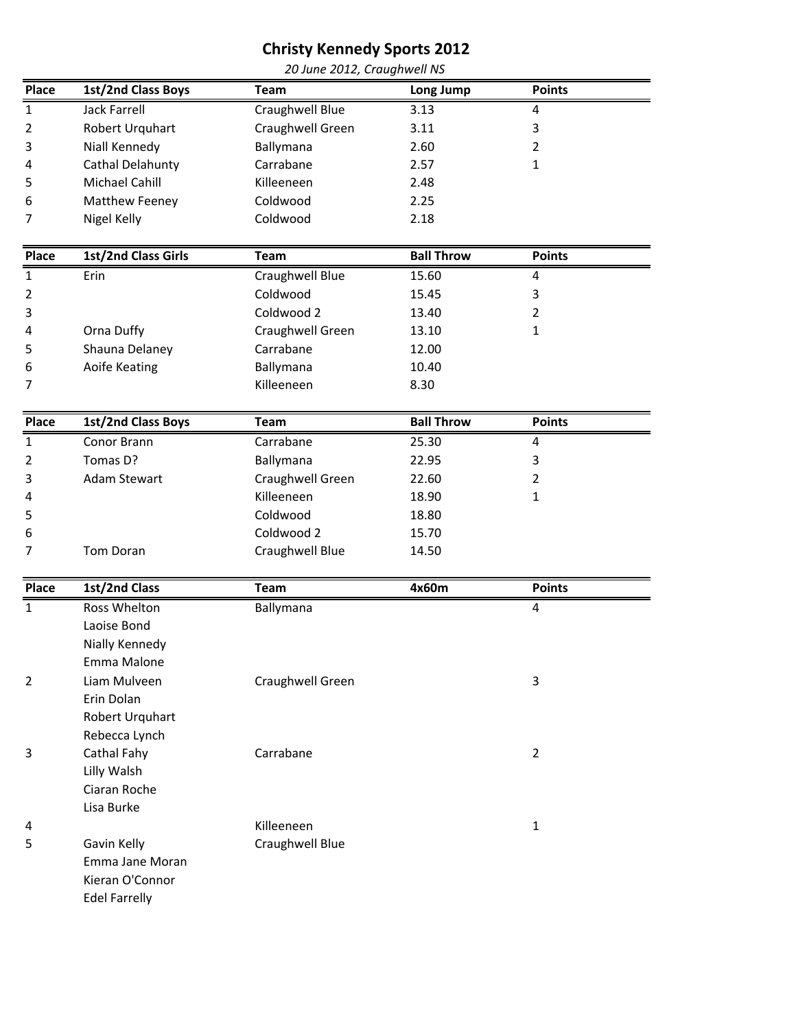# Christy Kennedy Sports 2012

*20 June 2012, Craughwell NS*

| Place | 1st/2nd Class Boys | Team | Long Jump | Points |
|---|---|---|---|---|
| 1 | Jack Farrell | Craughwell Blue | 3.13 | 4 |
| 2 | Robert Urquhart | Craughwell Green | 3.11 | 3 |
| 3 | Niall Kennedy | Ballymana | 2.60 | 2 |
| 4 | Cathal Delahunty | Carrabane | 2.57 | 1 |
| 5 | Michael Cahill | Killeeneen | 2.48 | |
| 6 | Matthew Feeney | Coldwood | 2.25 | |
| 7 | Nigel Kelly | Coldwood | 2.18 | |

| Place | 1st/2nd Class Girls | Team | Ball Throw | Points |
|---|---|---|---|---|
| 1 | Erin | Craughwell Blue | 15.60 | 4 |
| 2 | | Coldwood | 15.45 | 3 |
| 3 | | Coldwood 2 | 13.40 | 2 |
| 4 | Orna Duffy | Craughwell Green | 13.10 | 1 |
| 5 | Shauna Delaney | Carrabane | 12.00 | |
| 6 | Aoife Keating | Ballymana | 10.40 | |
| 7 | | Killeeneen | 8.30 | |

| Place | 1st/2nd Class Boys | Team | Ball Throw | Points |
|---|---|---|---|---|
| 1 | Conor Brann | Carrabane | 25.30 | 4 |
| 2 | Tomas D? | Ballymana | 22.95 | 3 |
| 3 | Adam Stewart | Craughwell Green | 22.60 | 2 |
| 4 | | Killeeneen | 18.90 | 1 |
| 5 | | Coldwood | 18.80 | |
| 6 | | Coldwood 2 | 15.70 | |
| 7 | Tom Doran | Craughwell Blue | 14.50 | |

| Place | 1st/2nd Class | Team | 4x60m | Points |
|---|---|---|---|---|
| 1 | Ross Whelton | Ballymana | | 4 |
| | Laoise Bond | | | |
| | Nially Kennedy | | | |
| | Emma Malone | | | |
| 2 | Liam Mulveen | Craughwell Green | | 3 |
| | Erin Dolan | | | |
| | Robert Urquhart | | | |
| | Rebecca Lynch | | | |
| 3 | Cathal Fahy | Carrabane | | 2 |
| | Lilly Walsh | | | |
| | Ciaran Roche | | | |
| | Lisa Burke | | | |
| 4 | | Killeeneen | | 1 |
| 5 | Gavin Kelly | Craughwell Blue | | |
| | Emma Jane Moran | | | |
| | Kieran O'Connor | | | |
| | Edel Farrelly | | | |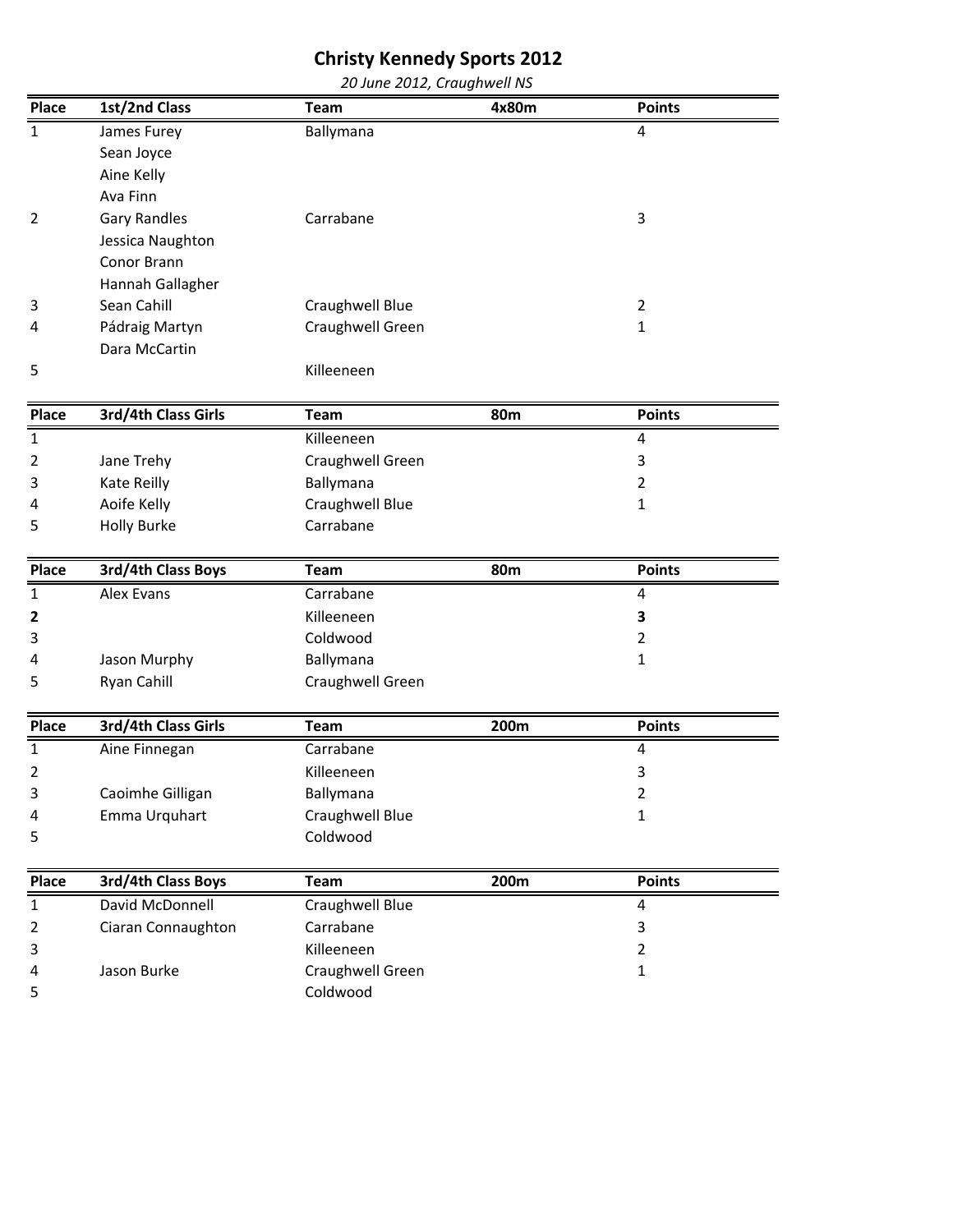# Christy Kennedy Sports 2012

*20 June 2012, Craughwell NS*

| Place | 1st/2nd Class | Team | 4x80m | Points |
|---|---|---|---|---|
| 1 | James Furey | Ballymana | | 4 |
| | Sean Joyce | | | |
| | Aine Kelly | | | |
| | Ava Finn | | | |
| 2 | Gary Randles | Carrabane | | 3 |
| | Jessica Naughton | | | |
| | Conor Brann | | | |
| | Hannah Gallagher | | | |
| 3 | Sean Cahill | Craughwell Blue | | 2 |
| 4 | Pádraig Martyn | Craughwell Green | | 1 |
| | Dara McCartin | | | |
| 5 | | Killeeneen | | |

| Place | 3rd/4th Class Girls | Team | 80m | Points |
|---|---|---|---|---|
| 1 | | Killeeneen | | 4 |
| 2 | Jane Trehy | Craughwell Green | | 3 |
| 3 | Kate Reilly | Ballymana | | 2 |
| 4 | Aoife Kelly | Craughwell Blue | | 1 |
| 5 | Holly Burke | Carrabane | | |

| Place | 3rd/4th Class Boys | Team | 80m | Points |
|---|---|---|---|---|
| 1 | Alex Evans | Carrabane | | 4 |
| **2** | | Killeeneen | | **3** |
| 3 | | Coldwood | | 2 |
| 4 | Jason Murphy | Ballymana | | 1 |
| 5 | Ryan Cahill | Craughwell Green | | |

| Place | 3rd/4th Class Girls | Team | 200m | Points |
|---|---|---|---|---|
| 1 | Aine Finnegan | Carrabane | | 4 |
| 2 | | Killeeneen | | 3 |
| 3 | Caoimhe Gilligan | Ballymana | | 2 |
| 4 | Emma Urquhart | Craughwell Blue | | 1 |
| 5 | | Coldwood | | |

| Place | 3rd/4th Class Boys | Team | 200m | Points |
|---|---|---|---|---|
| 1 | David McDonnell | Craughwell Blue | | 4 |
| 2 | Ciaran Connaughton | Carrabane | | 3 |
| 3 | | Killeeneen | | 2 |
| 4 | Jason Burke | Craughwell Green | | 1 |
| 5 | | Coldwood | | |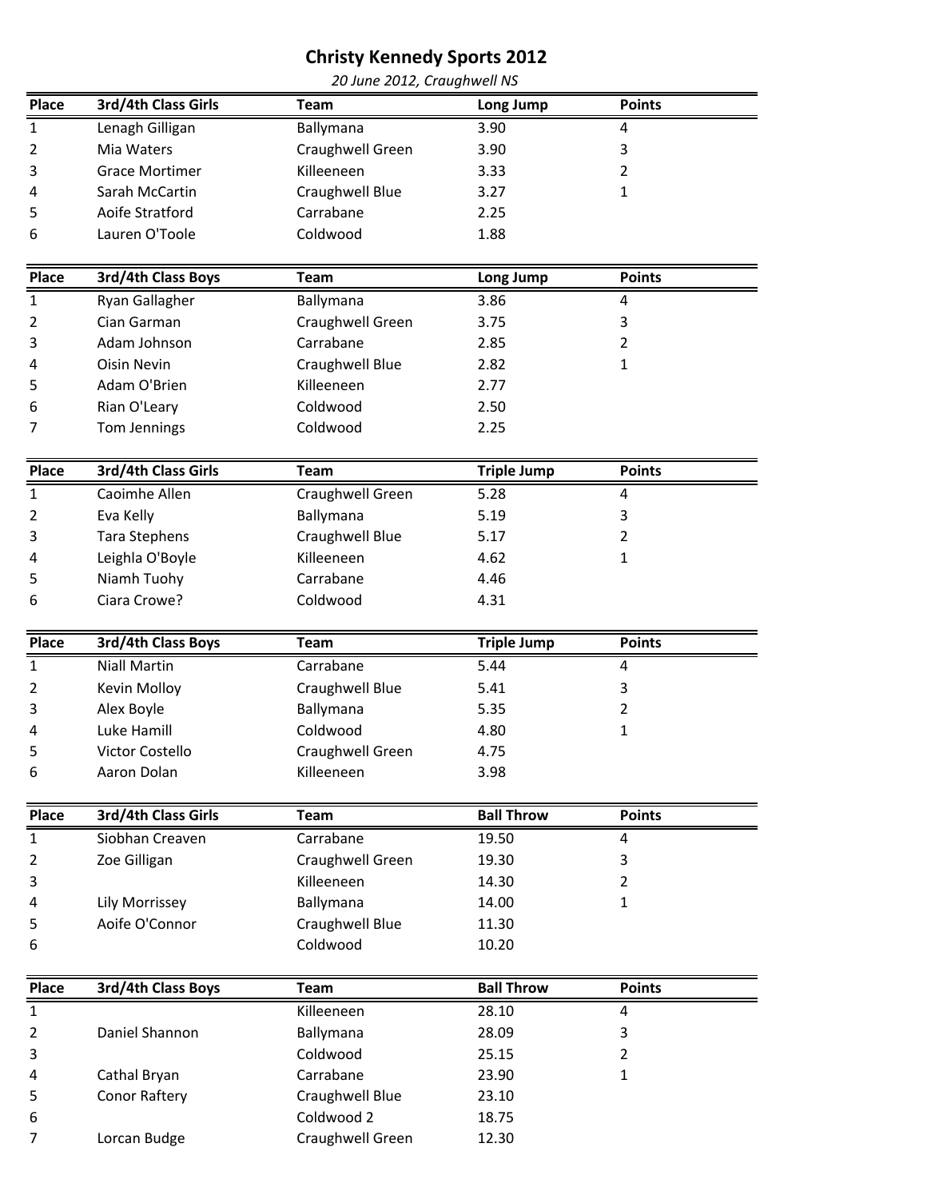# Christy Kennedy Sports 2012

*20 June 2012, Craughwell NS*

| Place | 3rd/4th Class Girls | Team | Long Jump | Points |
|---|---|---|---|---|
| 1 | Lenagh Gilligan | Ballymana | 3.90 | 4 |
| 2 | Mia Waters | Craughwell Green | 3.90 | 3 |
| 3 | Grace Mortimer | Killeeneen | 3.33 | 2 |
| 4 | Sarah McCartin | Craughwell Blue | 3.27 | 1 |
| 5 | Aoife Stratford | Carrabane | 2.25 | |
| 6 | Lauren O'Toole | Coldwood | 1.88 | |

| Place | 3rd/4th Class Boys | Team | Long Jump | Points |
|---|---|---|---|---|
| 1 | Ryan Gallagher | Ballymana | 3.86 | 4 |
| 2 | Cian Garman | Craughwell Green | 3.75 | 3 |
| 3 | Adam Johnson | Carrabane | 2.85 | 2 |
| 4 | Oisin Nevin | Craughwell Blue | 2.82 | 1 |
| 5 | Adam O'Brien | Killeeneen | 2.77 | |
| 6 | Rian O'Leary | Coldwood | 2.50 | |
| 7 | Tom Jennings | Coldwood | 2.25 | |

| Place | 3rd/4th Class Girls | Team | Triple Jump | Points |
|---|---|---|---|---|
| 1 | Caoimhe Allen | Craughwell Green | 5.28 | 4 |
| 2 | Eva Kelly | Ballymana | 5.19 | 3 |
| 3 | Tara Stephens | Craughwell Blue | 5.17 | 2 |
| 4 | Leighla O'Boyle | Killeeneen | 4.62 | 1 |
| 5 | Niamh Tuohy | Carrabane | 4.46 | |
| 6 | Ciara Crowe? | Coldwood | 4.31 | |

| Place | 3rd/4th Class Boys | Team | Triple Jump | Points |
|---|---|---|---|---|
| 1 | Niall Martin | Carrabane | 5.44 | 4 |
| 2 | Kevin Molloy | Craughwell Blue | 5.41 | 3 |
| 3 | Alex Boyle | Ballymana | 5.35 | 2 |
| 4 | Luke Hamill | Coldwood | 4.80 | 1 |
| 5 | Victor Costello | Craughwell Green | 4.75 | |
| 6 | Aaron Dolan | Killeeneen | 3.98 | |

| Place | 3rd/4th Class Girls | Team | Ball Throw | Points |
|---|---|---|---|---|
| 1 | Siobhan Creaven | Carrabane | 19.50 | 4 |
| 2 | Zoe Gilligan | Craughwell Green | 19.30 | 3 |
| 3 | | Killeeneen | 14.30 | 2 |
| 4 | Lily Morrissey | Ballymana | 14.00 | 1 |
| 5 | Aoife O'Connor | Craughwell Blue | 11.30 | |
| 6 | | Coldwood | 10.20 | |

| Place | 3rd/4th Class Boys | Team | Ball Throw | Points |
|---|---|---|---|---|
| 1 | | Killeeneen | 28.10 | 4 |
| 2 | Daniel Shannon | Ballymana | 28.09 | 3 |
| 3 | | Coldwood | 25.15 | 2 |
| 4 | Cathal Bryan | Carrabane | 23.90 | 1 |
| 5 | Conor Raftery | Craughwell Blue | 23.10 | |
| 6 | | Coldwood 2 | 18.75 | |
| 7 | Lorcan Budge | Craughwell Green | 12.30 | |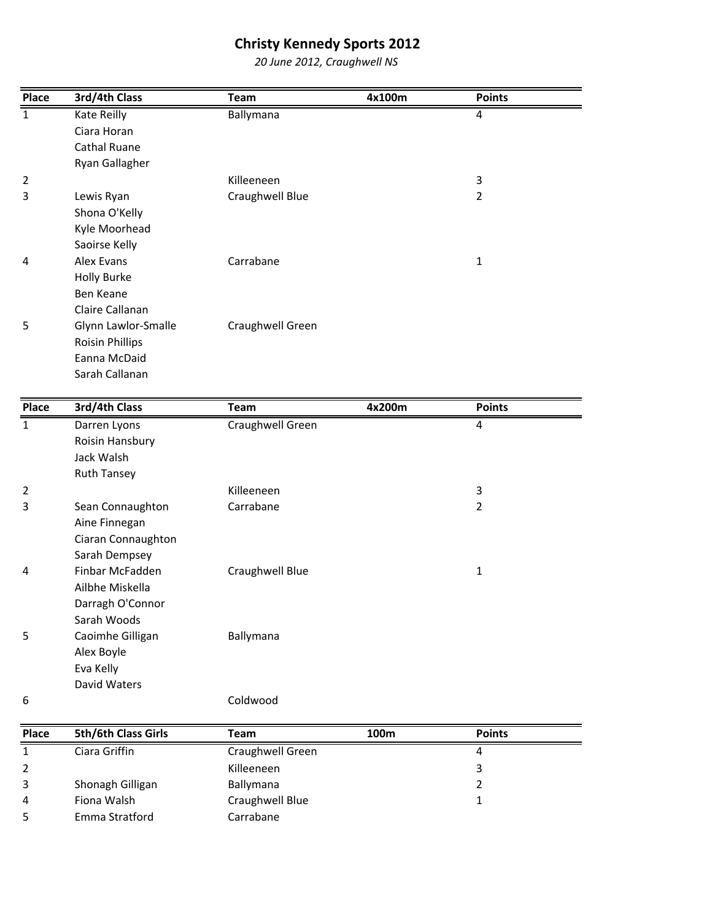# Christy Kennedy Sports 2012

*20 June 2012, Craughwell NS*

| Place | 3rd/4th Class | Team | 4x100m | Points |
|---|---|---|---|---|
| 1 | Kate Reilly | Ballymana | | 4 |
| | Ciara Horan | | | |
| | Cathal Ruane | | | |
| | Ryan Gallagher | | | |
| 2 | | Killeeneen | | 3 |
| 3 | Lewis Ryan | Craughwell Blue | | 2 |
| | Shona O'Kelly | | | |
| | Kyle Moorhead | | | |
| | Saoirse Kelly | | | |
| 4 | Alex Evans | Carrabane | | 1 |
| | Holly Burke | | | |
| | Ben Keane | | | |
| | Claire Callanan | | | |
| 5 | Glynn Lawlor-Smalle | Craughwell Green | | |
| | Roisin Phillips | | | |
| | Eanna McDaid | | | |
| | Sarah Callanan | | | |

| Place | 3rd/4th Class | Team | 4x200m | Points |
|---|---|---|---|---|
| 1 | Darren Lyons | Craughwell Green | | 4 |
| | Roisin Hansbury | | | |
| | Jack Walsh | | | |
| | Ruth Tansey | | | |
| 2 | | Killeeneen | | 3 |
| 3 | Sean Connaughton | Carrabane | | 2 |
| | Aine Finnegan | | | |
| | Ciaran Connaughton | | | |
| | Sarah Dempsey | | | |
| 4 | Finbar McFadden | Craughwell Blue | | 1 |
| | Ailbhe Miskella | | | |
| | Darragh O'Connor | | | |
| | Sarah Woods | | | |
| 5 | Caoimhe Gilligan | Ballymana | | |
| | Alex Boyle | | | |
| | Eva Kelly | | | |
| | David Waters | | | |
| 6 | | Coldwood | | |

| Place | 5th/6th Class Girls | Team | 100m | Points |
|---|---|---|---|---|
| 1 | Ciara Griffin | Craughwell Green | | 4 |
| 2 | | Killeeneen | | 3 |
| 3 | Shonagh Gilligan | Ballymana | | 2 |
| 4 | Fiona Walsh | Craughwell Blue | | 1 |
| 5 | Emma Stratford | Carrabane | | |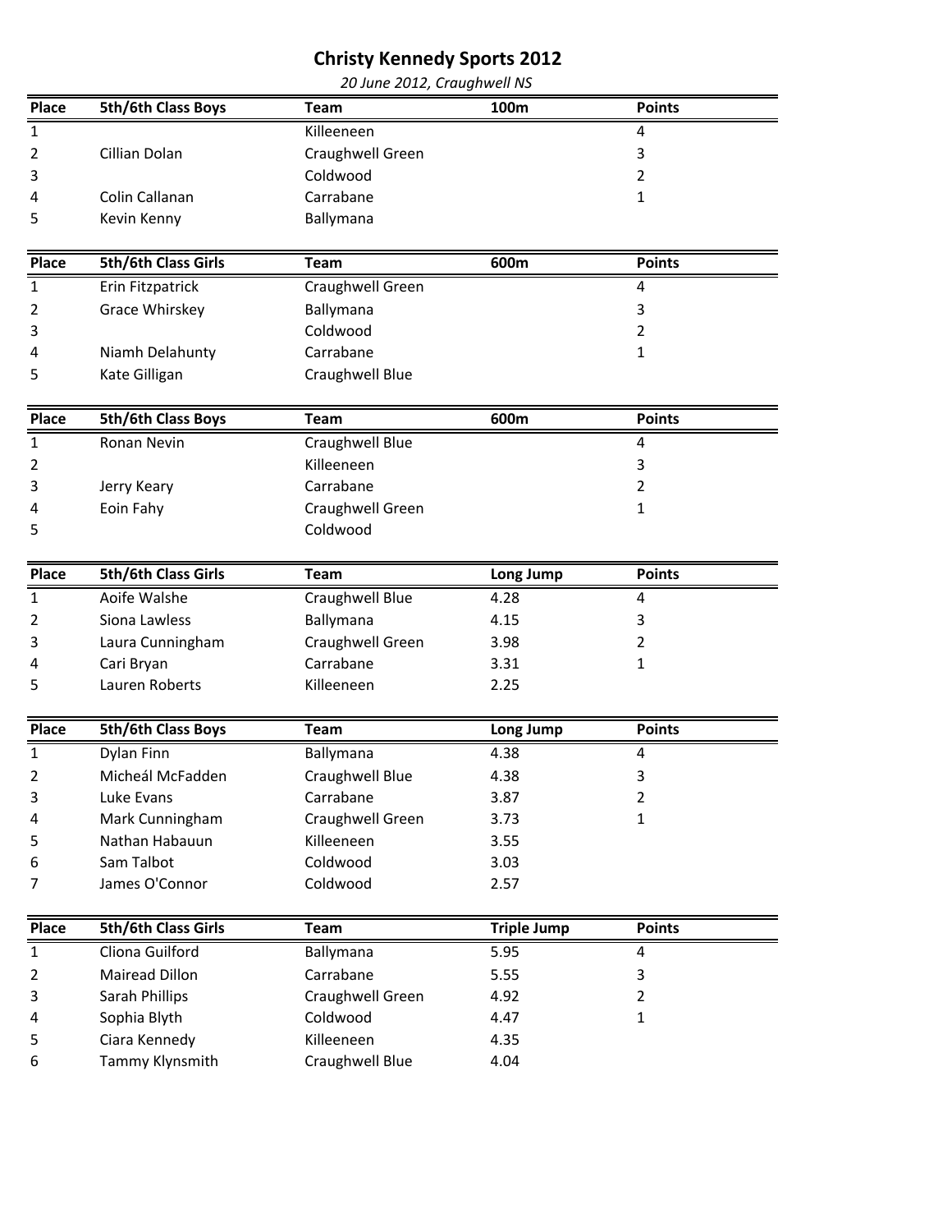# Christy Kennedy Sports 2012

*20 June 2012, Craughwell NS*

| Place | 5th/6th Class Boys | Team | 100m | Points |
|---|---|---|---|---|
| 1 | | Killeeneen | | 4 |
| 2 | Cillian Dolan | Craughwell Green | | 3 |
| 3 | | Coldwood | | 2 |
| 4 | Colin Callanan | Carrabane | | 1 |
| 5 | Kevin Kenny | Ballymana | | |

| Place | 5th/6th Class Girls | Team | 600m | Points |
|---|---|---|---|---|
| 1 | Erin Fitzpatrick | Craughwell Green | | 4 |
| 2 | Grace Whirskey | Ballymana | | 3 |
| 3 | | Coldwood | | 2 |
| 4 | Niamh Delahunty | Carrabane | | 1 |
| 5 | Kate Gilligan | Craughwell Blue | | |

| Place | 5th/6th Class Boys | Team | 600m | Points |
|---|---|---|---|---|
| 1 | Ronan Nevin | Craughwell Blue | | 4 |
| 2 | | Killeeneen | | 3 |
| 3 | Jerry Keary | Carrabane | | 2 |
| 4 | Eoin Fahy | Craughwell Green | | 1 |
| 5 | | Coldwood | | |

| Place | 5th/6th Class Girls | Team | Long Jump | Points |
|---|---|---|---|---|
| 1 | Aoife Walshe | Craughwell Blue | 4.28 | 4 |
| 2 | Siona Lawless | Ballymana | 4.15 | 3 |
| 3 | Laura Cunningham | Craughwell Green | 3.98 | 2 |
| 4 | Cari Bryan | Carrabane | 3.31 | 1 |
| 5 | Lauren Roberts | Killeeneen | 2.25 | |

| Place | 5th/6th Class Boys | Team | Long Jump | Points |
|---|---|---|---|---|
| 1 | Dylan Finn | Ballymana | 4.38 | 4 |
| 2 | Micheál McFadden | Craughwell Blue | 4.38 | 3 |
| 3 | Luke Evans | Carrabane | 3.87 | 2 |
| 4 | Mark Cunningham | Craughwell Green | 3.73 | 1 |
| 5 | Nathan Habauun | Killeeneen | 3.55 | |
| 6 | Sam Talbot | Coldwood | 3.03 | |
| 7 | James O'Connor | Coldwood | 2.57 | |

| Place | 5th/6th Class Girls | Team | Triple Jump | Points |
|---|---|---|---|---|
| 1 | Cliona Guilford | Ballymana | 5.95 | 4 |
| 2 | Mairead Dillon | Carrabane | 5.55 | 3 |
| 3 | Sarah Phillips | Craughwell Green | 4.92 | 2 |
| 4 | Sophia Blyth | Coldwood | 4.47 | 1 |
| 5 | Ciara Kennedy | Killeeneen | 4.35 | |
| 6 | Tammy Klynsmith | Craughwell Blue | 4.04 | |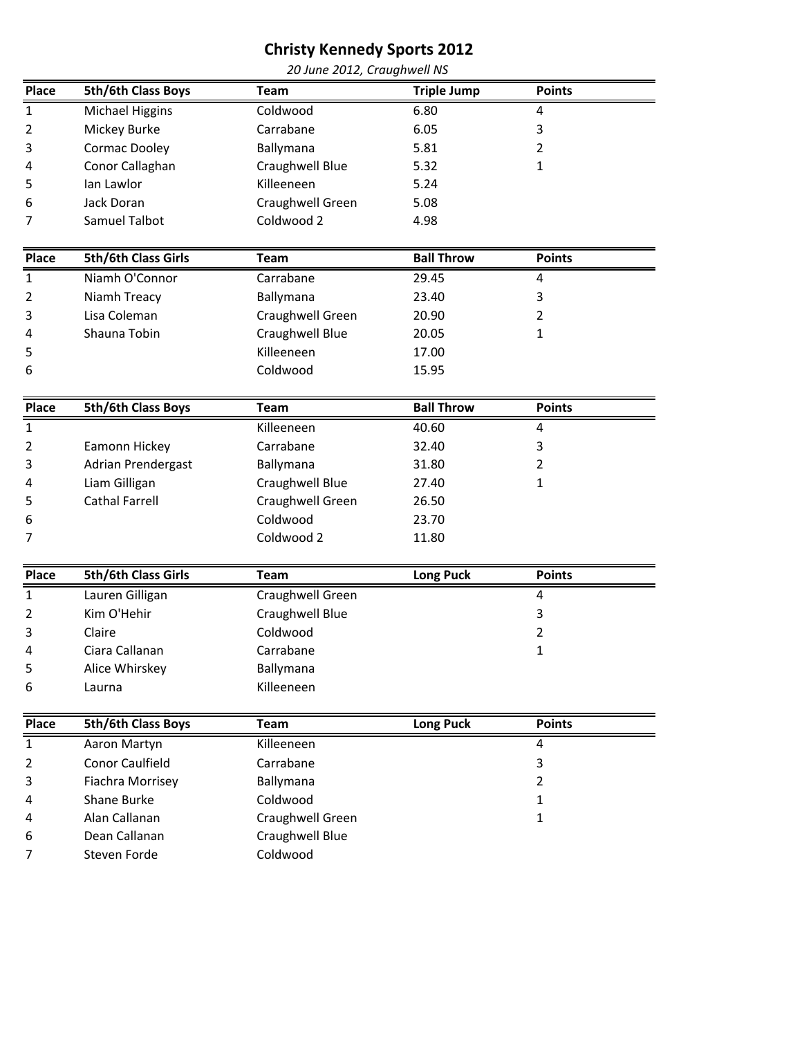# Christy Kennedy Sports 2012

*20 June 2012, Craughwell NS*

| Place | 5th/6th Class Boys | Team | Triple Jump | Points |
|---|---|---|---|---|
| 1 | Michael Higgins | Coldwood | 6.80 | 4 |
| 2 | Mickey Burke | Carrabane | 6.05 | 3 |
| 3 | Cormac Dooley | Ballymana | 5.81 | 2 |
| 4 | Conor Callaghan | Craughwell Blue | 5.32 | 1 |
| 5 | Ian Lawlor | Killeeneen | 5.24 | |
| 6 | Jack Doran | Craughwell Green | 5.08 | |
| 7 | Samuel Talbot | Coldwood 2 | 4.98 | |

| Place | 5th/6th Class Girls | Team | Ball Throw | Points |
|---|---|---|---|---|
| 1 | Niamh O'Connor | Carrabane | 29.45 | 4 |
| 2 | Niamh Treacy | Ballymana | 23.40 | 3 |
| 3 | Lisa Coleman | Craughwell Green | 20.90 | 2 |
| 4 | Shauna Tobin | Craughwell Blue | 20.05 | 1 |
| 5 | | Killeeneen | 17.00 | |
| 6 | | Coldwood | 15.95 | |

| Place | 5th/6th Class Boys | Team | Ball Throw | Points |
|---|---|---|---|---|
| 1 | | Killeeneen | 40.60 | 4 |
| 2 | Eamonn Hickey | Carrabane | 32.40 | 3 |
| 3 | Adrian Prendergast | Ballymana | 31.80 | 2 |
| 4 | Liam Gilligan | Craughwell Blue | 27.40 | 1 |
| 5 | Cathal Farrell | Craughwell Green | 26.50 | |
| 6 | | Coldwood | 23.70 | |
| 7 | | Coldwood 2 | 11.80 | |

| Place | 5th/6th Class Girls | Team | Long Puck | Points |
|---|---|---|---|---|
| 1 | Lauren Gilligan | Craughwell Green | | 4 |
| 2 | Kim O'Hehir | Craughwell Blue | | 3 |
| 3 | Claire | Coldwood | | 2 |
| 4 | Ciara Callanan | Carrabane | | 1 |
| 5 | Alice Whirskey | Ballymana | | |
| 6 | Laurna | Killeeneen | | |

| Place | 5th/6th Class Boys | Team | Long Puck | Points |
|---|---|---|---|---|
| 1 | Aaron Martyn | Killeeneen | | 4 |
| 2 | Conor Caulfield | Carrabane | | 3 |
| 3 | Fiachra Morrisey | Ballymana | | 2 |
| 4 | Shane Burke | Coldwood | | 1 |
| 4 | Alan Callanan | Craughwell Green | | 1 |
| 6 | Dean Callanan | Craughwell Blue | | |
| 7 | Steven Forde | Coldwood | | |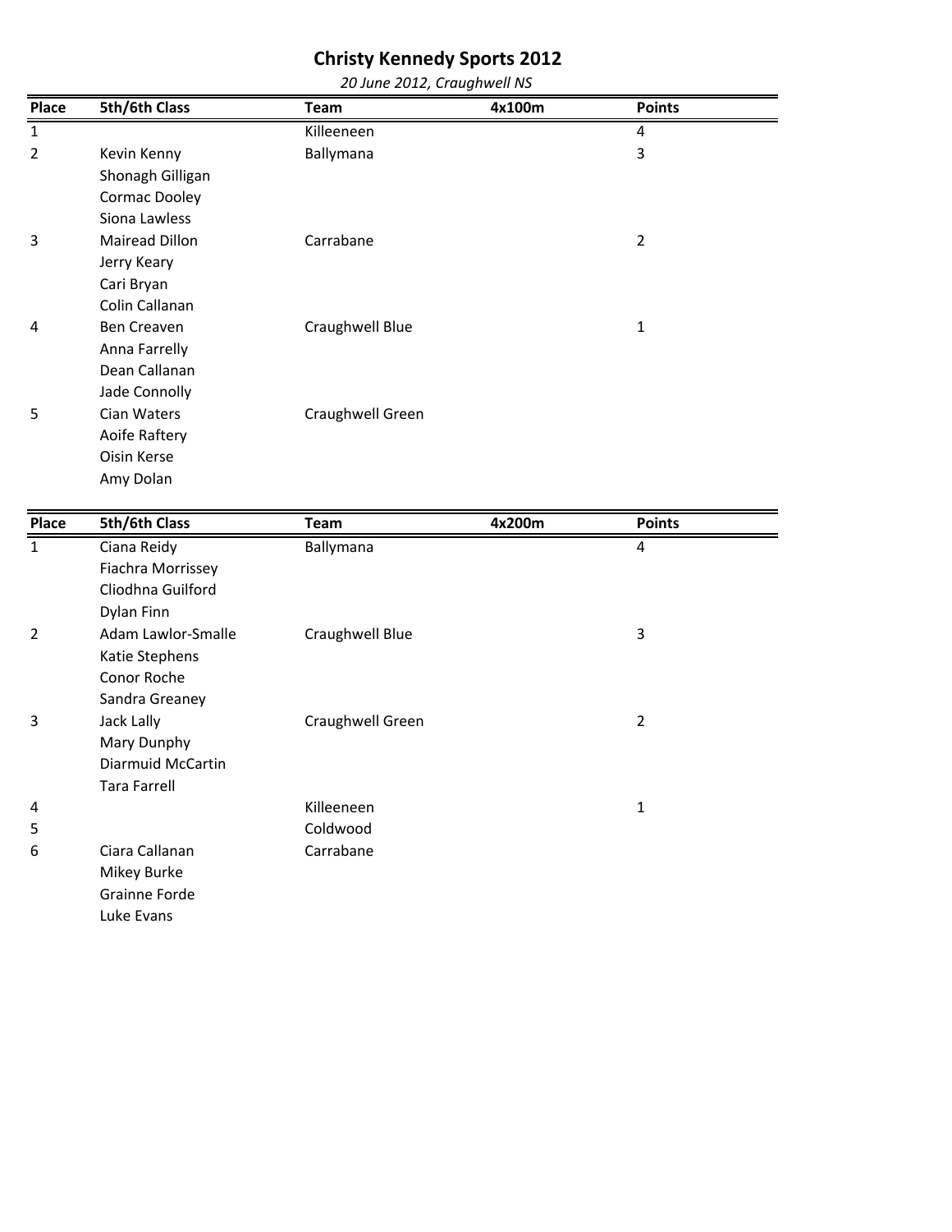# Christy Kennedy Sports 2012

*20 June 2012, Craughwell NS*

| Place | 5th/6th Class | Team | 4x100m | Points |
|---|---|---|---|---|
| 1 | | Killeeneen | | 4 |
| 2 | Kevin Kenny | Ballymana | | 3 |
| | Shonagh Gilligan | | | |
| | Cormac Dooley | | | |
| | Siona Lawless | | | |
| 3 | Mairead Dillon | Carrabane | | 2 |
| | Jerry Keary | | | |
| | Cari Bryan | | | |
| | Colin Callanan | | | |
| 4 | Ben Creaven | Craughwell Blue | | 1 |
| | Anna Farrelly | | | |
| | Dean Callanan | | | |
| | Jade Connolly | | | |
| 5 | Cian Waters | Craughwell Green | | |
| | Aoife Raftery | | | |
| | Oisin Kerse | | | |
| | Amy Dolan | | | |

| Place | 5th/6th Class | Team | 4x200m | Points |
|---|---|---|---|---|
| 1 | Ciana Reidy | Ballymana | | 4 |
| | Fiachra Morrissey | | | |
| | Cliodhna Guilford | | | |
| | Dylan Finn | | | |
| 2 | Adam Lawlor-Smalle | Craughwell Blue | | 3 |
| | Katie Stephens | | | |
| | Conor Roche | | | |
| | Sandra Greaney | | | |
| 3 | Jack Lally | Craughwell Green | | 2 |
| | Mary Dunphy | | | |
| | Diarmuid McCartin | | | |
| | Tara Farrell | | | |
| 4 | | Killeeneen | | 1 |
| 5 | | Coldwood | | |
| 6 | Ciara Callanan | Carrabane | | |
| | Mikey Burke | | | |
| | Grainne Forde | | | |
| | Luke Evans | | | |